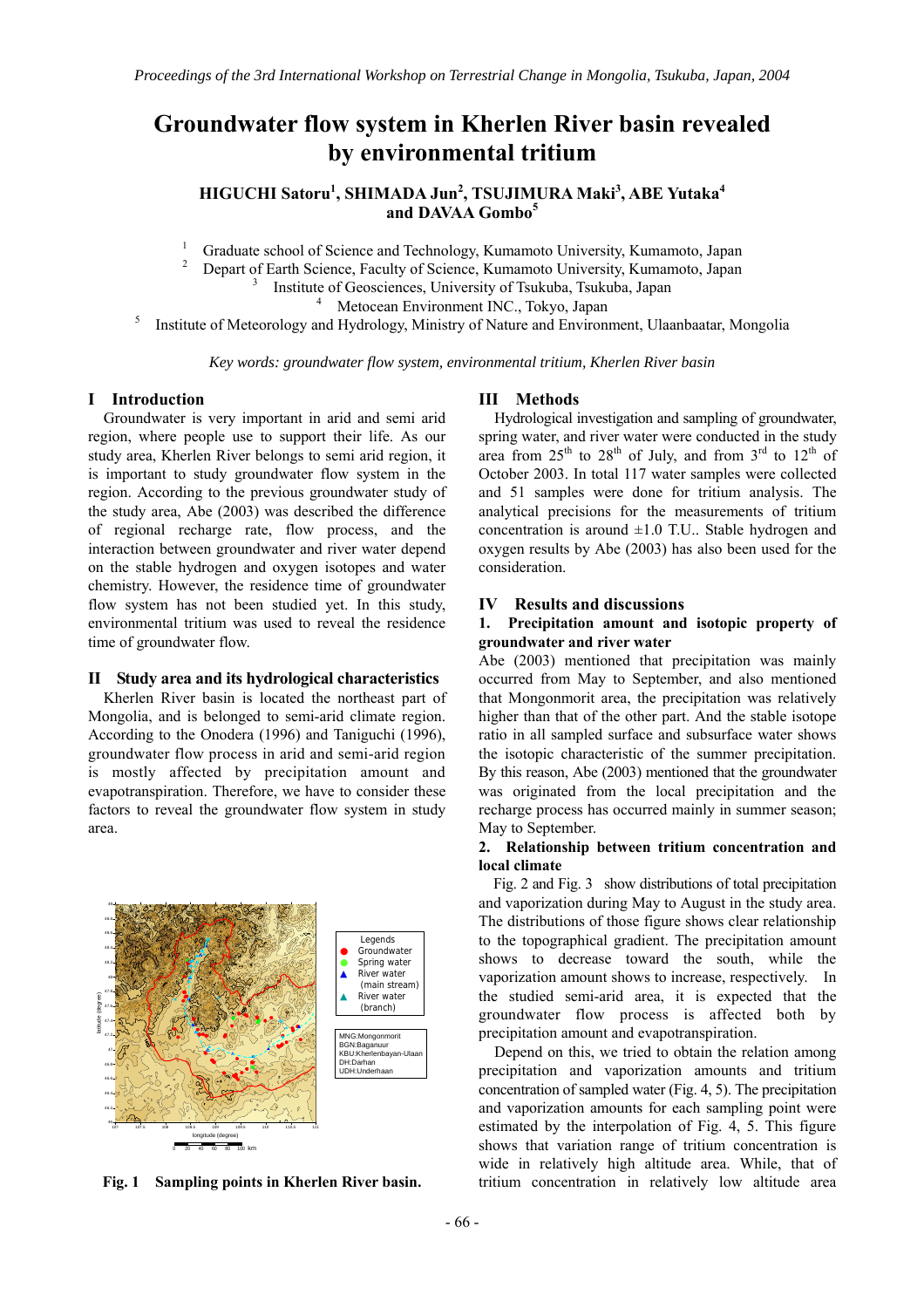# Groundwater flow system in Kherlen River basin revealed by environmental tritium

**HIGUCHI Satoru[1], SHIMADA Jun[2], TSUJIMURA Maki[3], ABE Yutaka[4] and DAVAA Gombo[5]**

[1] Graduate school of Science and Technology, Kumamoto University, Kumamoto, Japan
[2] Depart of Earth Science, Faculty of Science, Kumamoto University, Kumamoto, Japan
[3] Institute of Geosciences, University of Tsukuba, Tsukuba, Japan
[4] Metocean Environment INC., Tokyo, Japan
[5] Institute of Meteorology and Hydrology, Ministry of Nature and Environment, Ulaanbaatar, Mongolia

*Key words: groundwater flow system, environmental tritium, Kherlen River basin*

## I Introduction

Groundwater is very important in arid and semi arid region, where people use to support their life. As our study area, Kherlen River belongs to semi arid region, it is important to study groundwater flow system in the region. According to the previous groundwater study of the study area, Abe (2003) was described the difference of regional recharge rate, flow process, and the interaction between groundwater and river water depend on the stable hydrogen and oxygen isotopes and water chemistry. However, the residence time of groundwater flow system has not been studied yet. In this study, environmental tritium was used to reveal the residence time of groundwater flow.

## II Study area and its hydrological characteristics

Kherlen River basin is located the northeast part of Mongolia, and is belonged to semi-arid climate region. According to the Onodera (1996) and Taniguchi (1996), groundwater flow process in arid and semi-arid region is mostly affected by precipitation amount and evapotranspiration. Therefore, we have to consider these factors to reveal the groundwater flow system in study area.

Legends
Groundwater
Spring water
River water (main stream)
River water (branch)

MNG:Mongonmorit
BGN:Baganuur
KBU:Kherlenbayan-Ulaan
DH:Darhan
UDH:Underhaan

latitude (degree)
longitude (degree)
0 20 40 60 80 100 km

**Fig. 1 Sampling points in Kherlen River basin.**

## III Methods

Hydrological investigation and sampling of groundwater, spring water, and river water were conducted in the study area from 25th to 28th of July, and from 3rd to 12th of October 2003. In total 117 water samples were collected and 51 samples were done for tritium analysis. The analytical precisions for the measurements of tritium concentration is around ±1.0 T.U.. Stable hydrogen and oxygen results by Abe (2003) has also been used for the consideration.

## IV Results and discussions

### 1. Precipitation amount and isotopic property of groundwater and river water

Abe (2003) mentioned that precipitation was mainly occurred from May to September, and also mentioned that Mongonmorit area, the precipitation was relatively higher than that of the other part. And the stable isotope ratio in all sampled surface and subsurface water shows the isotopic characteristic of the summer precipitation. By this reason, Abe (2003) mentioned that the groundwater was originated from the local precipitation and the recharge process has occurred mainly in summer season; May to September.

### 2. Relationship between tritium concentration and local climate

Fig. 2 and Fig. 3 show distributions of total precipitation and vaporization during May to August in the study area. The distributions of those figure shows clear relationship to the topographical gradient. The precipitation amount shows to decrease toward the south, while the vaporization amount shows to increase, respectively. In the studied semi-arid area, it is expected that the groundwater flow process is affected both by precipitation amount and evapotranspiration.

Depend on this, we tried to obtain the relation among precipitation and vaporization amounts and tritium concentration of sampled water (Fig. 4, 5). The precipitation and vaporization amounts for each sampling point were estimated by the interpolation of Fig. 4, 5. This figure shows that variation range of tritium concentration is wide in relatively high altitude area. While, that of tritium concentration in relatively low altitude area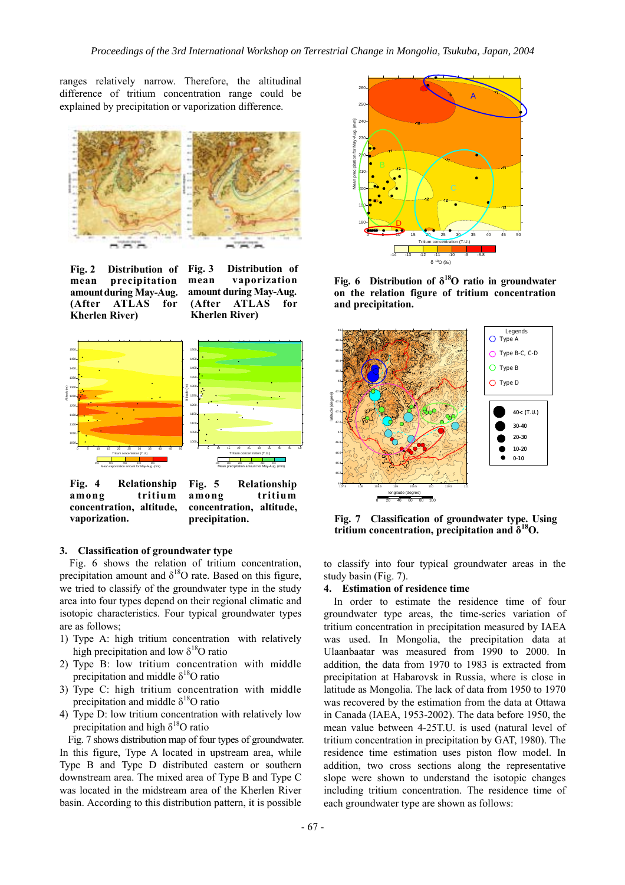ranges relatively narrow. Therefore, the altitudinal difference of tritium concentration range could be explained by precipitation or vaporization difference.

**Fig. 2 Distribution of mean precipitation amount during May-Aug. (After ATLAS for Kherlen River)**

**Fig. 3 Distribution of mean vaporization amount during May-Aug. (After ATLAS for Kherlen River)**

**Fig. 4 Relationship among tritium concentration, altitude, vaporization.**

**Fig. 5 Relationship among tritium concentration, altitude, precipitation.**

### 3. Classification of groundwater type

Fig. 6 shows the relation of tritium concentration, precipitation amount and $\delta^{18}$O rate. Based on this figure, we tried to classify of the groundwater type in the study area into four types depend on their regional climatic and isotopic characteristics. Four typical groundwater types are as follows;

1) Type A: high tritium concentration with relatively high precipitation and low $\delta^{18}$O ratio
2) Type B: low tritium concentration with middle precipitation and middle $\delta^{18}$O ratio
3) Type C: high tritium concentration with middle precipitation and middle $\delta^{18}$O ratio
4) Type D: low tritium concentration with relatively low precipitation and high $\delta^{18}$O ratio

Fig. 7 shows distribution map of four types of groundwater. In this figure, Type A located in upstream area, while Type B and Type D distributed eastern or southern downstream area. The mixed area of Type B and Type C was located in the midstream area of the Kherlen River basin. According to this distribution pattern, it is possible to classify into four typical groundwater areas in the study basin (Fig. 7).

**Fig. 6 Distribution of $\delta^{18}$O ratio in groundwater on the relation figure of tritium concentration and precipitation.**

**Fig. 7 Classification of groundwater type. Using tritium concentration, precipitation and $\delta^{18}$O.**

### 4. Estimation of residence time

In order to estimate the residence time of four groundwater type areas, the time-series variation of tritium concentration in precipitation measured by IAEA was used. In Mongolia, the precipitation data at Ulaanbaatar was measured from 1990 to 2000. In addition, the data from 1970 to 1983 is extracted from precipitation at Habarovsk in Russia, where is close in latitude as Mongolia. The lack of data from 1950 to 1970 was recovered by the estimation from the data at Ottawa in Canada (IAEA, 1953-2002). The data before 1950, the mean value between 4-25T.U. is used (natural level of tritium concentration in precipitation by GAT, 1980). The residence time estimation uses piston flow model. In addition, two cross sections along the representative slope were shown to understand the isotopic changes including tritium concentration. The residence time of each groundwater type are shown as follows: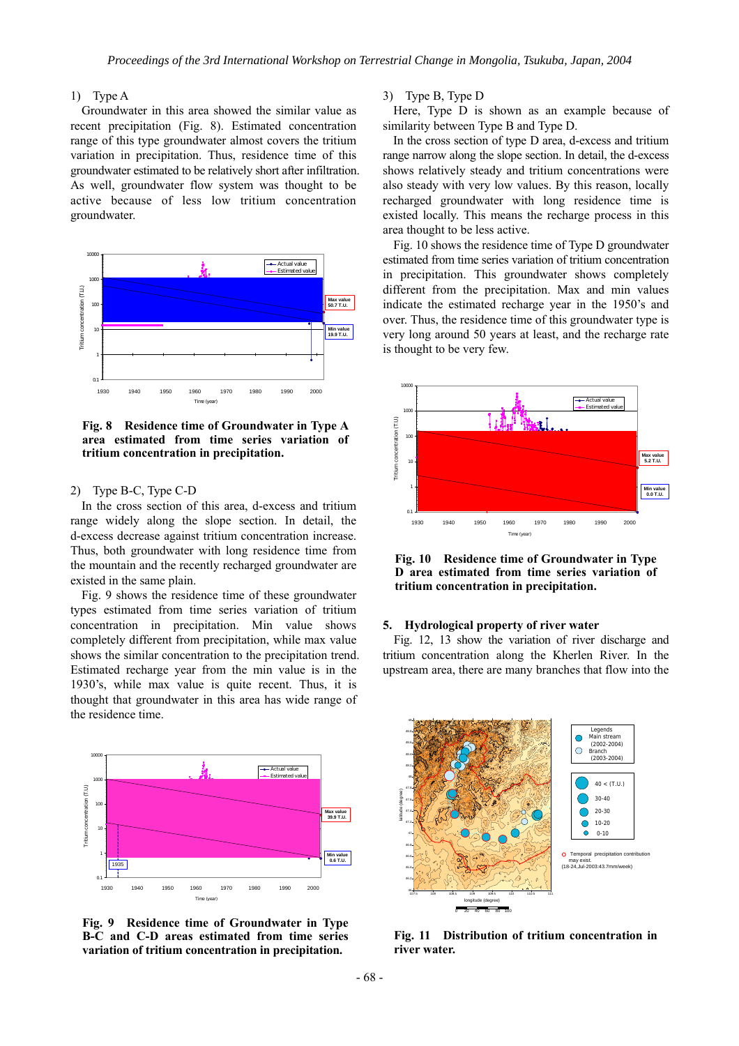1) Type A

Groundwater in this area showed the similar value as recent precipitation (Fig. 8). Estimated concentration range of this type groundwater almost covers the tritium variation in precipitation. Thus, residence time of this groundwater estimated to be relatively short after infiltration. As well, groundwater flow system was thought to be active because of less low tritium concentration groundwater.

10000
1000
100
10
1
0.1
Tritium concentration (T.U.)
1930 1940 1950 1960 1970 1980 1990 2000
Time (year)
Actual value
Estimated value
Max value 50.7 T.U.
Min value 19.9 T.U.

**Fig. 8 Residence time of Groundwater in Type A area estimated from time series variation of tritium concentration in precipitation.**

2) Type B-C, Type C-D

In the cross section of this area, d-excess and tritium range widely along the slope section. In detail, the d-excess decrease against tritium concentration increase. Thus, both groundwater with long residence time from the mountain and the recently recharged groundwater are existed in the same plain.

Fig. 9 shows the residence time of these groundwater types estimated from time series variation of tritium concentration in precipitation. Min value shows completely different from precipitation, while max value shows the similar concentration to the precipitation trend. Estimated recharge year from the min value is in the 1930's, while max value is quite recent. Thus, it is thought that groundwater in this area has wide range of the residence time.

10000
1000
100
10
1
0.1
Tritium concentration (T.U.)
1930 1940 1950 1960 1970 1980 1990 2000
Time (year)
Actual value
Estimated value
Max value 39.9 T.U.
Min value 0.6 T.U.
1935

**Fig. 9 Residence time of Groundwater in Type B-C and C-D areas estimated from time series variation of tritium concentration in precipitation.**

3) Type B, Type D

Here, Type D is shown as an example because of similarity between Type B and Type D.

In the cross section of type D area, d-excess and tritium range narrow along the slope section. In detail, the d-excess shows relatively steady and tritium concentrations were also steady with very low values. By this reason, locally recharged groundwater with long residence time is existed locally. This means the recharge process in this area thought to be less active.

Fig. 10 shows the residence time of Type D groundwater estimated from time series variation of tritium concentration in precipitation. This groundwater shows completely different from the precipitation. Max and min values indicate the estimated recharge year in the 1950's and over. Thus, the residence time of this groundwater type is very long around 50 years at least, and the recharge rate is thought to be very few.

10000
1000
100
10
1
0.1
Tritium concentration (T.U.)
1930 1940 1950 1960 1970 1980 1990 2000
Time (year)
Actual value
Estimated value
Max value 5.2 T.U.
Min value 0.0 T.U.

**Fig. 10 Residence time of Groundwater in Type D area estimated from time series variation of tritium concentration in precipitation.**

## 5. Hydrological property of river water

Fig. 12, 13 show the variation of river discharge and tritium concentration along the Kherlen River. In the upstream area, there are many branches that flow into the

Legends
Main stream (2002-2004)
Branch (2003-2004)
40 < (T.U.)
30-40
20-30
10-20
0-10
Temporal precipitation contribution may exist. (18-24,Jul-2003:43.7mm/week)
latitude (degree)
longitude (degree)
0 20 40 60 80 100

**Fig. 11 Distribution of tritium concentration in river water.**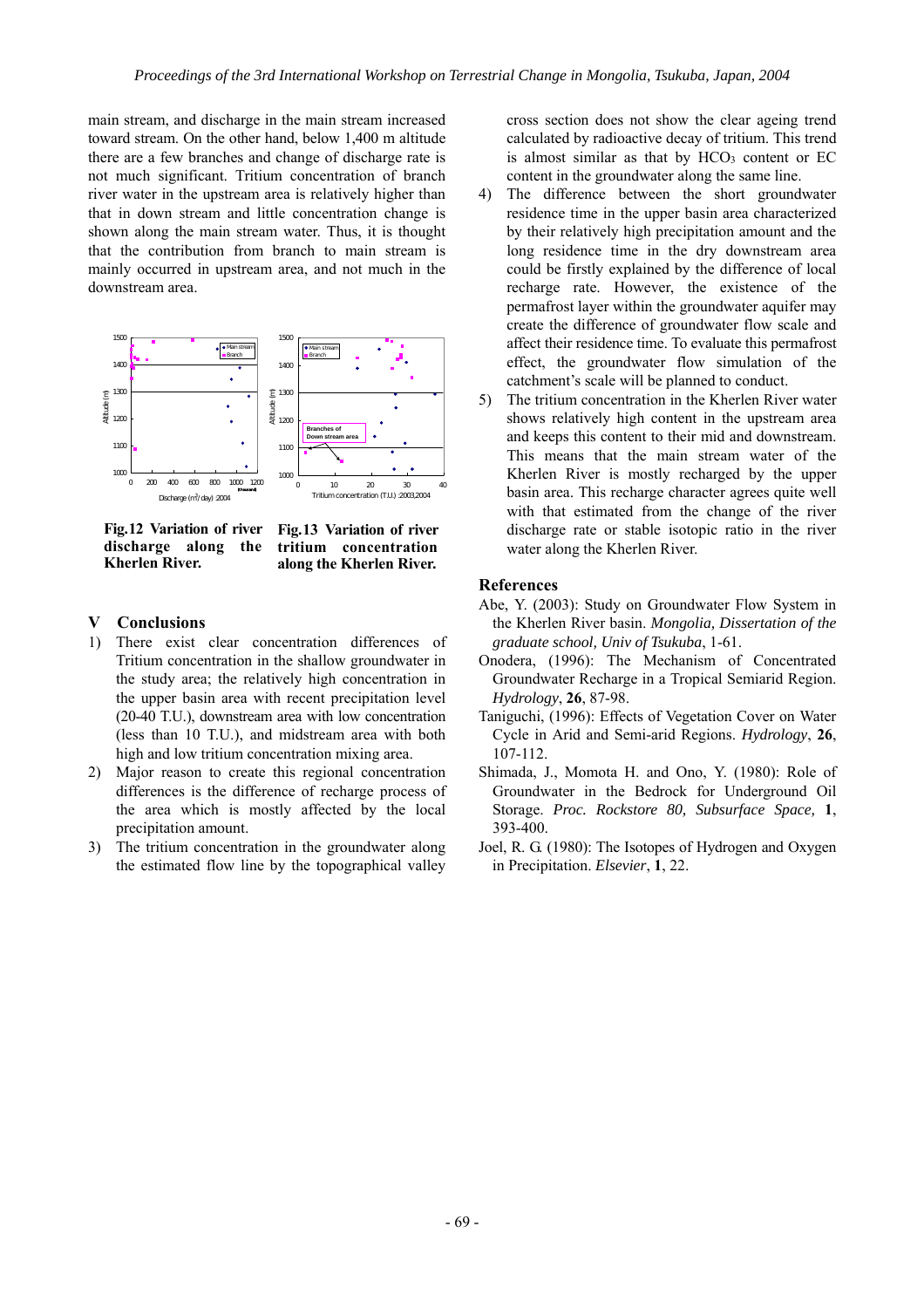main stream, and discharge in the main stream increased toward stream. On the other hand, below 1,400 m altitude there are a few branches and change of discharge rate is not much significant. Tritium concentration of branch river water in the upstream area is relatively higher than that in down stream and little concentration change is shown along the main stream water. Thus, it is thought that the contribution from branch to main stream is mainly occurred in upstream area, and not much in the downstream area.

1500
1400
1300
1200
1100
1000
Altitude (m)
0 200 400 600 800 1000 1200
(thousand)
Discharge ($m^3$/ day) 2004
Main stream
Branch

1500
1400
1300
1200
1100
1000
Altitude (m)
0 10 20 30 40
Tritium concentration (T.U.) 2003,2004
Main stream
Branch
Branches of Down stream area

**Fig.12 Variation of river discharge along the Kherlen River.**

**Fig.13 Variation of river tritium concentration along the Kherlen River.**

## V Conclusions

1) There exist clear concentration differences of Tritium concentration in the shallow groundwater in the study area; the relatively high concentration in the upper basin area with recent precipitation level (20-40 T.U.), downstream area with low concentration (less than 10 T.U.), and midstream area with both high and low tritium concentration mixing area.
2) Major reason to create this regional concentration differences is the difference of recharge process of the area which is mostly affected by the local precipitation amount.
3) The tritium concentration in the groundwater along the estimated flow line by the topographical valley cross section does not show the clear ageing trend calculated by radioactive decay of tritium. This trend is almost similar as that by $HCO_3$ content or EC content in the groundwater along the same line.
4) The difference between the short groundwater residence time in the upper basin area characterized by their relatively high precipitation amount and the long residence time in the dry downstream area could be firstly explained by the difference of local recharge rate. However, the existence of the permafrost layer within the groundwater aquifer may create the difference of groundwater flow scale and affect their residence time. To evaluate this permafrost effect, the groundwater flow simulation of the catchment's scale will be planned to conduct.
5) The tritium concentration in the Kherlen River water shows relatively high content in the upstream area and keeps this content to their mid and downstream. This means that the main stream water of the Kherlen River is mostly recharged by the upper basin area. This recharge character agrees quite well with that estimated from the change of the river discharge rate or stable isotopic ratio in the river water along the Kherlen River.

## References

Abe, Y. (2003): Study on Groundwater Flow System in the Kherlen River basin. *Mongolia, Dissertation of the graduate school, Univ of Tsukuba*, 1-61.

Onodera, (1996): The Mechanism of Concentrated Groundwater Recharge in a Tropical Semiarid Region. *Hydrology*, **26**, 87-98.

Taniguchi, (1996): Effects of Vegetation Cover on Water Cycle in Arid and Semi-arid Regions. *Hydrology*, **26**, 107-112.

Shimada, J., Momota H. and Ono, Y. (1980): Role of Groundwater in the Bedrock for Underground Oil Storage. *Proc. Rockstore 80, Subsurface Space,* **1**, 393-400.

Joel, R. G. (1980): The Isotopes of Hydrogen and Oxygen in Precipitation. *Elsevier*, **1**, 22.